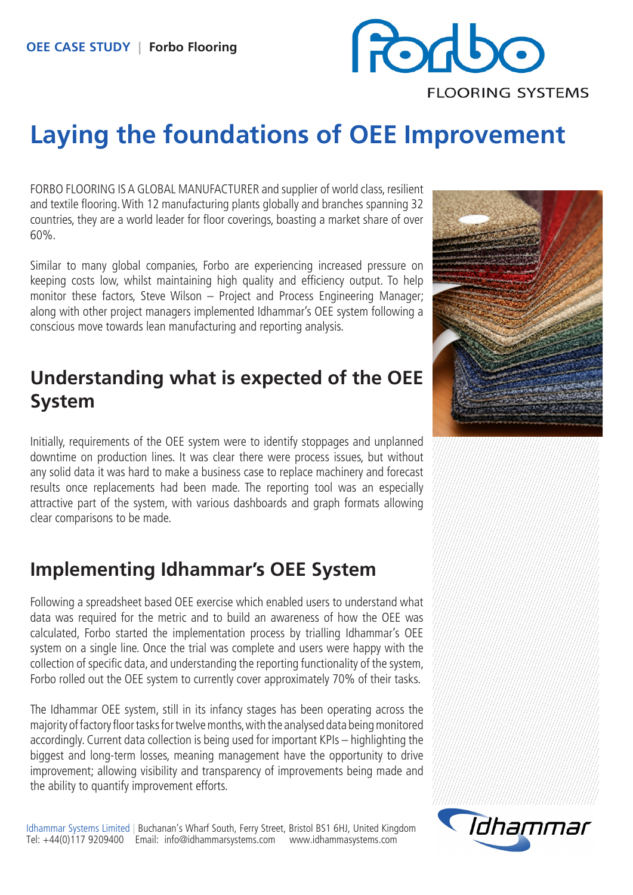OEE CASE STUDY | **Forbo Flooring**

# Laying the foundations of OEE Improvement

FORBO FLOORING IS A GLOBAL MANUFACTURER and supplier of world class, resilient and textile flooring. With 12 manufacturing plants globally and branches spanning 32 countries, they are a world leader for floor coverings, boasting a market share of over 60%.

Similar to many global companies, Forbo are experiencing increased pressure on keeping costs low, whilst maintaining high quality and efficiency output. To help monitor these factors, Steve Wilson – Project and Process Engineering Manager; along with other project managers implemented Idhammar's OEE system following a conscious move towards lean manufacturing and reporting analysis.

## Understanding what is expected of the OEE System

Initially, requirements of the OEE system were to identify stoppages and unplanned downtime on production lines. It was clear there were process issues, but without any solid data it was hard to make a business case to replace machinery and forecast results once replacements had been made. The reporting tool was an especially attractive part of the system, with various dashboards and graph formats allowing clear comparisons to be made.

## Implementing Idhammar's OEE System

Following a spreadsheet based OEE exercise which enabled users to understand what data was required for the metric and to build an awareness of how the OEE was calculated, Forbo started the implementation process by trialling Idhammar's OEE system on a single line. Once the trial was complete and users were happy with the collection of specific data, and understanding the reporting functionality of the system, Forbo rolled out the OEE system to currently cover approximately 70% of their tasks.

The Idhammar OEE system, still in its infancy stages has been operating across the majority of factory floor tasks for twelve months, with the analysed data being monitored accordingly. Current data collection is being used for important KPIs – highlighting the biggest and long-term losses, meaning management have the opportunity to drive improvement; allowing visibility and transparency of improvements being made and the ability to quantify improvement efforts.

Idhammar Systems Limited | Buchanan's Wharf South, Ferry Street, Bristol BS1 6HJ, United Kingdom
Tel: +44(0)117 9209400 Email: info@idhammarsystems.com www.idhammasystems.com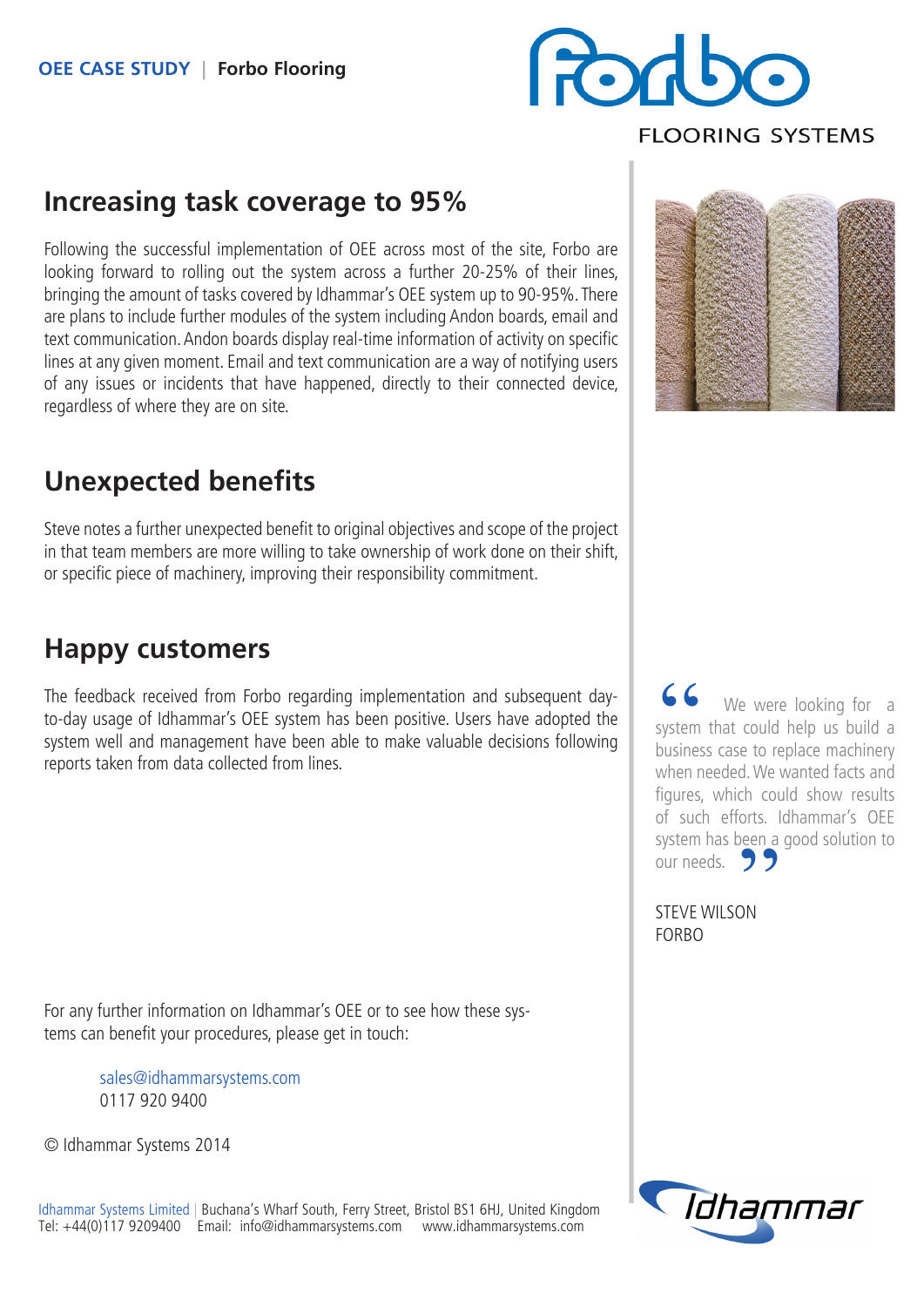## Increasing task coverage to 95%

Following the successful implementation of OEE across most of the site, Forbo are looking forward to rolling out the system across a further 20-25% of their lines, bringing the amount of tasks covered by Idhammar's OEE system up to 90-95%. There are plans to include further modules of the system including Andon boards, email and text communication. Andon boards display real-time information of activity on specific lines at any given moment. Email and text communication are a way of notifying users of any issues or incidents that have happened, directly to their connected device, regardless of where they are on site.

## Unexpected benefits

Steve notes a further unexpected benefit to original objectives and scope of the project in that team members are more willing to take ownership of work done on their shift, or specific piece of machinery, improving their responsibility commitment.

## Happy customers

The feedback received from Forbo regarding implementation and subsequent day-to-day usage of Idhammar's OEE system has been positive. Users have adopted the system well and management have been able to make valuable decisions following reports taken from data collected from lines.

> "We were looking for a system that could help us build a business case to replace machinery when needed. We wanted facts and figures, which could show results of such efforts. Idhammar's OEE system has been a good solution to our needs."

STEVE WILSON
FORBO

For any further information on Idhammar's OEE or to see how these systems can benefit your procedures, please get in touch:

sales@idhammarsystems.com
0117 920 9400

© Idhammar Systems 2014

Idhammar Systems Limited | Buchana's Wharf South, Ferry Street, Bristol BS1 6HJ, United Kingdom
Tel: +44(0)117 9209400 Email: info@idhammarsystems.com www.idhammarsystems.com